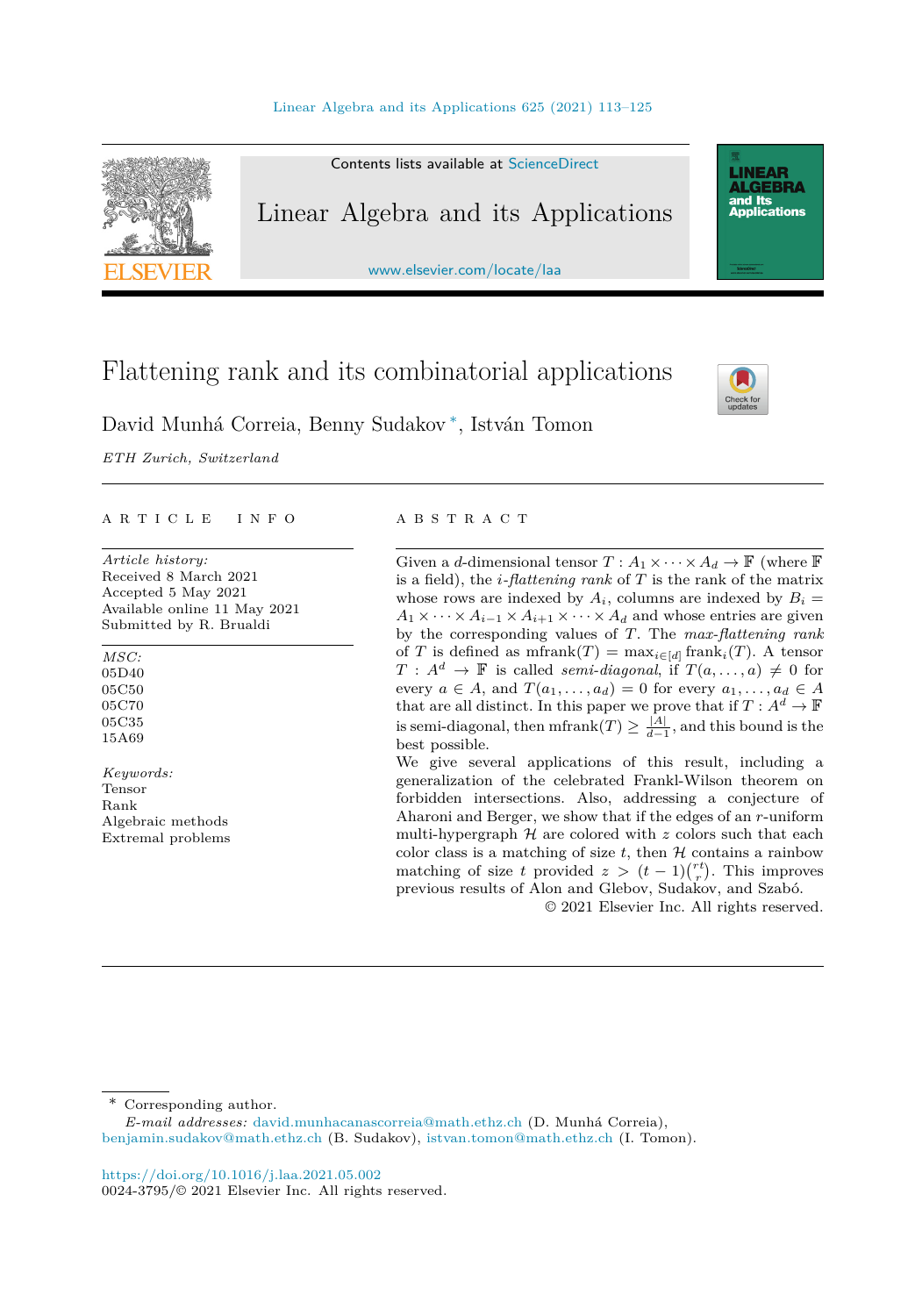# Flattening rank and its combinatorial applications

David Munhá Correia, Benny Sudakov *, István Tomon

*ETH Zurich, Switzerland*

---

A R T I C L E I N F O

*Article history:*
Received 8 March 2021
Accepted 5 May 2021
Available online 11 May 2021
Submitted by R. Brualdi

*MSC:*
05D40
05C50
05C70
05C35
15A69

*Keywords:*
Tensor
Rank
Algebraic methods
Extremal problems

A B S T R A C T

Given a $d$-dimensional tensor $T : A_1 \times \cdots \times A_d \to \mathbb{F}$ (where $\mathbb{F}$ is a field), the *$i$-flattening rank* of $T$ is the rank of the matrix whose rows are indexed by $A_i$, columns are indexed by $B_i = A_1 \times \cdots \times A_{i-1} \times A_{i+1} \times \cdots \times A_d$ and whose entries are given by the corresponding values of $T$. The *max-flattening rank* of $T$ is defined as $\text{mfrank}(T) = \max_{i \in [d]} \text{frank}_i(T)$. A tensor $T : A^d \to \mathbb{F}$ is called *semi-diagonal*, if $T(a, \ldots, a) \neq 0$ for every $a \in A$, and $T(a_1, \ldots, a_d) = 0$ for every $a_1, \ldots, a_d \in A$ that are all distinct. In this paper we prove that if $T : A^d \to \mathbb{F}$ is semi-diagonal, then $\text{mfrank}(T) \geq \frac{|A|}{d-1}$, and this bound is the best possible.

We give several applications of this result, including a generalization of the celebrated Frankl-Wilson theorem on forbidden intersections. Also, addressing a conjecture of Aharoni and Berger, we show that if the edges of an $r$-uniform multi-hypergraph $\mathcal{H}$ are colored with $z$ colors such that each color class is a matching of size $t$, then $\mathcal{H}$ contains a rainbow matching of size $t$ provided $z > (t-1)\binom{rt}{r}$. This improves previous results of Alon and Glebov, Sudakov, and Szabó.

© 2021 Elsevier Inc. All rights reserved.

---

\* Corresponding author.
*E-mail addresses:* david.munhacanascorreia@math.ethz.ch (D. Munhá Correia), benjamin.sudakov@math.ethz.ch (B. Sudakov), istvan.tomon@math.ethz.ch (I. Tomon).

https://doi.org/10.1016/j.laa.2021.05.002
0024-3795/© 2021 Elsevier Inc. All rights reserved.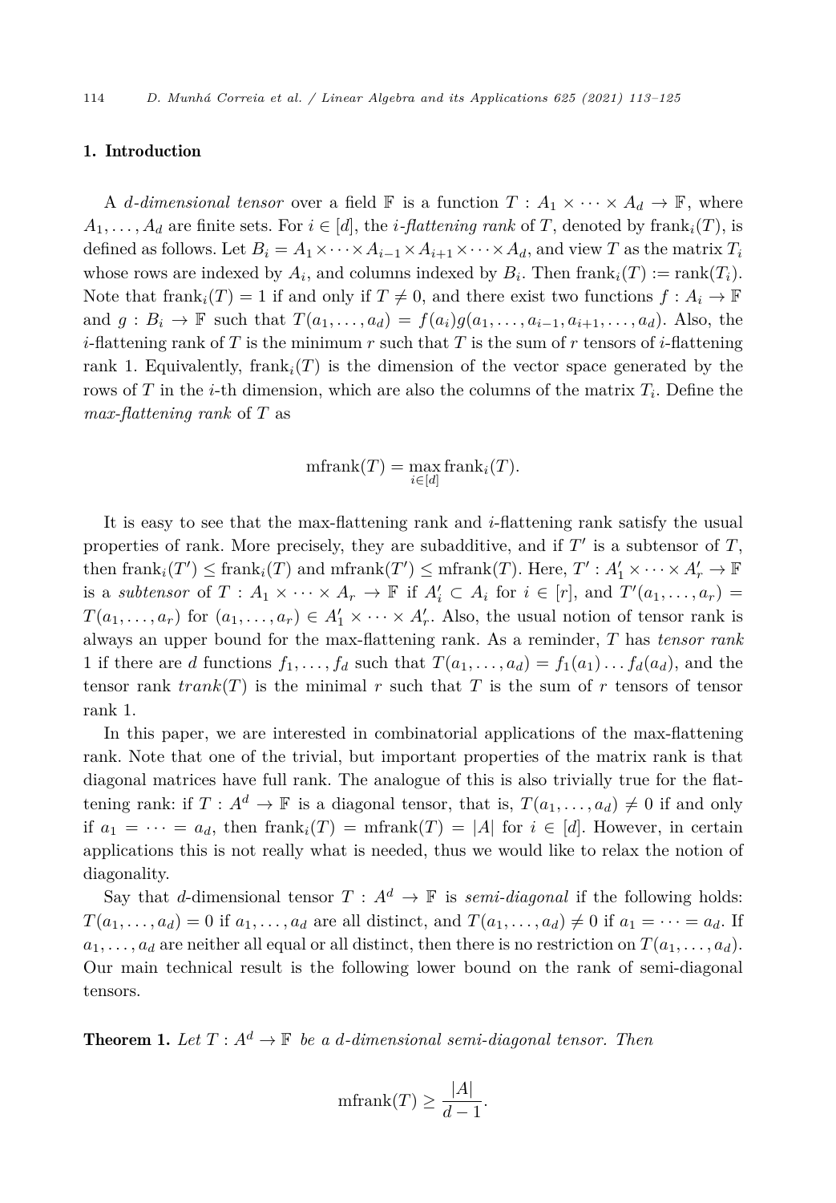## 1. Introduction

A *$d$-dimensional tensor* over a field $\mathbb{F}$ is a function $T : A_1 \times \cdots \times A_d \to \mathbb{F}$, where $A_1, \ldots, A_d$ are finite sets. For $i \in [d]$, the *$i$-flattening rank* of $T$, denoted by $\text{frank}_i(T)$, is defined as follows. Let $B_i = A_1 \times \cdots \times A_{i-1} \times A_{i+1} \times \cdots \times A_d$, and view $T$ as the matrix $T_i$ whose rows are indexed by $A_i$, and columns indexed by $B_i$. Then $\text{frank}_i(T) := \text{rank}(T_i)$. Note that $\text{frank}_i(T) = 1$ if and only if $T \neq 0$, and there exist two functions $f : A_i \to \mathbb{F}$ and $g : B_i \to \mathbb{F}$ such that $T(a_1, \ldots, a_d) = f(a_i)g(a_1, \ldots, a_{i-1}, a_{i+1}, \ldots, a_d)$. Also, the $i$-flattening rank of $T$ is the minimum $r$ such that $T$ is the sum of $r$ tensors of $i$-flattening rank 1. Equivalently, $\text{frank}_i(T)$ is the dimension of the vector space generated by the rows of $T$ in the $i$-th dimension, which are also the columns of the matrix $T_i$. Define the *max-flattening rank* of $T$ as

$$\text{mfrank}(T) = \max_{i \in [d]} \text{frank}_i(T).$$

It is easy to see that the max-flattening rank and $i$-flattening rank satisfy the usual properties of rank. More precisely, they are subadditive, and if $T'$ is a subtensor of $T$, then $\text{frank}_i(T') \leq \text{frank}_i(T)$ and $\text{mfrank}(T') \leq \text{mfrank}(T)$. Here, $T' : A'_1 \times \cdots \times A'_r \to \mathbb{F}$ is a *subtensor* of $T : A_1 \times \cdots \times A_r \to \mathbb{F}$ if $A'_i \subset A_i$ for $i \in [r]$, and $T'(a_1, \ldots, a_r) = T(a_1, \ldots, a_r)$ for $(a_1, \ldots, a_r) \in A'_1 \times \cdots \times A'_r$. Also, the usual notion of tensor rank is always an upper bound for the max-flattening rank. As a reminder, $T$ has *tensor rank* 1 if there are $d$ functions $f_1, \ldots, f_d$ such that $T(a_1, \ldots, a_d) = f_1(a_1) \ldots f_d(a_d)$, and the tensor rank *$trank(T)$* is the minimal $r$ such that $T$ is the sum of $r$ tensors of tensor rank 1.

In this paper, we are interested in combinatorial applications of the max-flattening rank. Note that one of the trivial, but important properties of the matrix rank is that diagonal matrices have full rank. The analogue of this is also trivially true for the flattening rank: if $T : A^d \to \mathbb{F}$ is a diagonal tensor, that is, $T(a_1, \ldots, a_d) \neq 0$ if and only if $a_1 = \cdots = a_d$, then $\text{frank}_i(T) = \text{mfrank}(T) = |A|$ for $i \in [d]$. However, in certain applications this is not really what is needed, thus we would like to relax the notion of diagonality.

Say that $d$-dimensional tensor $T : A^d \to \mathbb{F}$ is *semi-diagonal* if the following holds: $T(a_1, \ldots, a_d) = 0$ if $a_1, \ldots, a_d$ are all distinct, and $T(a_1, \ldots, a_d) \neq 0$ if $a_1 = \cdots = a_d$. If $a_1, \ldots, a_d$ are neither all equal or all distinct, then there is no restriction on $T(a_1, \ldots, a_d)$. Our main technical result is the following lower bound on the rank of semi-diagonal tensors.

**Theorem 1.** *Let $T : A^d \to \mathbb{F}$ be a $d$-dimensional semi-diagonal tensor. Then*

$$\text{mfrank}(T) \geq \frac{|A|}{d-1}.$$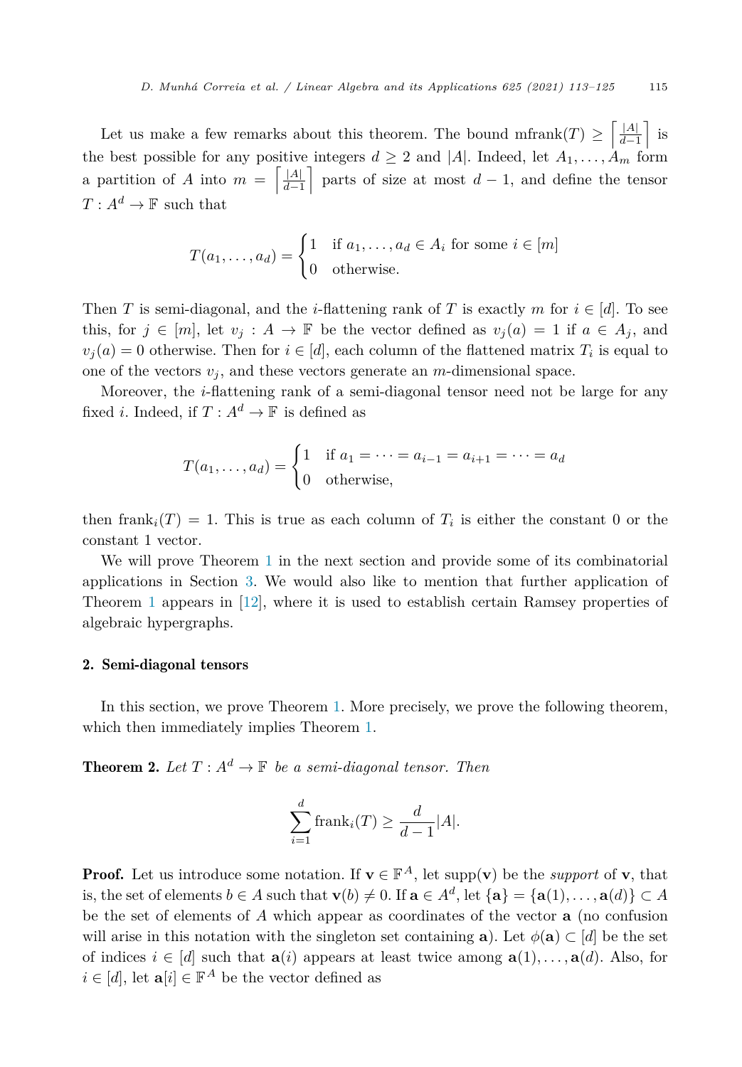Let us make a few remarks about this theorem. The bound $\text{mfrank}(T) \geq \left\lceil \frac{|A|}{d-1} \right\rceil$ is the best possible for any positive integers $d \geq 2$ and $|A|$. Indeed, let $A_1, \dots, A_m$ form a partition of $A$ into $m = \left\lceil \frac{|A|}{d-1} \right\rceil$ parts of size at most $d-1$, and define the tensor $T : A^d \to \mathbb{F}$ such that

$$T(a_1, \dots, a_d) = \begin{cases} 1 & \text{if } a_1, \dots, a_d \in A_i \text{ for some } i \in [m] \\ 0 & \text{otherwise.} \end{cases}$$

Then $T$ is semi-diagonal, and the $i$-flattening rank of $T$ is exactly $m$ for $i \in [d]$. To see this, for $j \in [m]$, let $v_j : A \to \mathbb{F}$ be the vector defined as $v_j(a) = 1$ if $a \in A_j$, and $v_j(a) = 0$ otherwise. Then for $i \in [d]$, each column of the flattened matrix $T_i$ is equal to one of the vectors $v_j$, and these vectors generate an $m$-dimensional space.

Moreover, the $i$-flattening rank of a semi-diagonal tensor need not be large for any fixed $i$. Indeed, if $T : A^d \to \mathbb{F}$ is defined as

$$T(a_1, \dots, a_d) = \begin{cases} 1 & \text{if } a_1 = \dots = a_{i-1} = a_{i+1} = \dots = a_d \\ 0 & \text{otherwise,} \end{cases}$$

then $\text{frank}_i(T) = 1$. This is true as each column of $T_i$ is either the constant 0 or the constant 1 vector.

We will prove Theorem 1 in the next section and provide some of its combinatorial applications in Section 3. We would also like to mention that further application of Theorem 1 appears in [12], where it is used to establish certain Ramsey properties of algebraic hypergraphs.

## 2. Semi-diagonal tensors

In this section, we prove Theorem 1. More precisely, we prove the following theorem, which then immediately implies Theorem 1.

**Theorem 2.** *Let $T : A^d \to \mathbb{F}$ be a semi-diagonal tensor. Then*

$$\sum_{i=1}^{d} \text{frank}_i(T) \geq \frac{d}{d-1}|A|.$$

**Proof.** Let us introduce some notation. If $\mathbf{v} \in \mathbb{F}^A$, let $\text{supp}(\mathbf{v})$ be the *support* of $\mathbf{v}$, that is, the set of elements $b \in A$ such that $\mathbf{v}(b) \neq 0$. If $\mathbf{a} \in A^d$, let $\{\mathbf{a}\} = \{\mathbf{a}(1), \dots, \mathbf{a}(d)\} \subset A$ be the set of elements of $A$ which appear as coordinates of the vector $\mathbf{a}$ (no confusion will arise in this notation with the singleton set containing $\mathbf{a}$). Let $\phi(\mathbf{a}) \subset [d]$ be the set of indices $i \in [d]$ such that $\mathbf{a}(i)$ appears at least twice among $\mathbf{a}(1), \dots, \mathbf{a}(d)$. Also, for $i \in [d]$, let $\mathbf{a}[i] \in \mathbb{F}^A$ be the vector defined as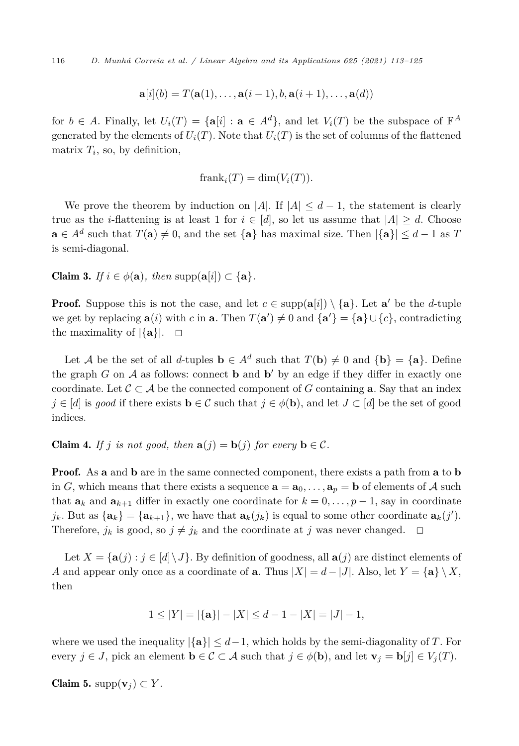$$\mathbf{a}[i](b) = T(\mathbf{a}(1), \ldots, \mathbf{a}(i-1), b, \mathbf{a}(i+1), \ldots, \mathbf{a}(d))$$

for $b \in A$. Finally, let $U_i(T) = \{\mathbf{a}[i] : \mathbf{a} \in A^d\}$, and let $V_i(T)$ be the subspace of $\mathbb{F}^A$ generated by the elements of $U_i(T)$. Note that $U_i(T)$ is the set of columns of the flattened matrix $T_i$, so, by definition,

$$\text{frank}_i(T) = \dim(V_i(T)).$$

We prove the theorem by induction on $|A|$. If $|A| \leq d-1$, the statement is clearly true as the $i$-flattening is at least 1 for $i \in [d]$, so let us assume that $|A| \geq d$. Choose $\mathbf{a} \in A^d$ such that $T(\mathbf{a}) \neq 0$, and the set $\{\mathbf{a}\}$ has maximal size. Then $|\{\mathbf{a}\}| \leq d-1$ as $T$ is semi-diagonal.

**Claim 3.** *If $i \in \phi(\mathbf{a})$, then* $\text{supp}(\mathbf{a}[i]) \subset \{\mathbf{a}\}$.

**Proof.** Suppose this is not the case, and let $c \in \text{supp}(\mathbf{a}[i]) \setminus \{\mathbf{a}\}$. Let $\mathbf{a}'$ be the $d$-tuple we get by replacing $\mathbf{a}(i)$ with $c$ in $\mathbf{a}$. Then $T(\mathbf{a}') \neq 0$ and $\{\mathbf{a}'\} = \{\mathbf{a}\} \cup \{c\}$, contradicting the maximality of $|\{\mathbf{a}\}|$. $\square$

Let $\mathcal{A}$ be the set of all $d$-tuples $\mathbf{b} \in A^d$ such that $T(\mathbf{b}) \neq 0$ and $\{\mathbf{b}\} = \{\mathbf{a}\}$. Define the graph $G$ on $\mathcal{A}$ as follows: connect $\mathbf{b}$ and $\mathbf{b}'$ by an edge if they differ in exactly one coordinate. Let $\mathcal{C} \subset \mathcal{A}$ be the connected component of $G$ containing $\mathbf{a}$. Say that an index $j \in [d]$ is *good* if there exists $\mathbf{b} \in \mathcal{C}$ such that $j \in \phi(\mathbf{b})$, and let $J \subset [d]$ be the set of good indices.

**Claim 4.** *If $j$ is not good, then $\mathbf{a}(j) = \mathbf{b}(j)$ for every $\mathbf{b} \in \mathcal{C}$.*

**Proof.** As $\mathbf{a}$ and $\mathbf{b}$ are in the same connected component, there exists a path from $\mathbf{a}$ to $\mathbf{b}$ in $G$, which means that there exists a sequence $\mathbf{a} = \mathbf{a}_0, \ldots, \mathbf{a}_p = \mathbf{b}$ of elements of $\mathcal{A}$ such that $\mathbf{a}_k$ and $\mathbf{a}_{k+1}$ differ in exactly one coordinate for $k = 0, \ldots, p-1$, say in coordinate $j_k$. But as $\{\mathbf{a}_k\} = \{\mathbf{a}_{k+1}\}$, we have that $\mathbf{a}_k(j_k)$ is equal to some other coordinate $\mathbf{a}_k(j')$. Therefore, $j_k$ is good, so $j \neq j_k$ and the coordinate at $j$ was never changed. $\square$

Let $X = \{\mathbf{a}(j) : j \in [d] \setminus J\}$. By definition of goodness, all $\mathbf{a}(j)$ are distinct elements of $A$ and appear only once as a coordinate of $\mathbf{a}$. Thus $|X| = d - |J|$. Also, let $Y = \{\mathbf{a}\} \setminus X$, then

$$1 \leq |Y| = |\{\mathbf{a}\}| - |X| \leq d - 1 - |X| = |J| - 1,$$

where we used the inequality $|\{\mathbf{a}\}| \leq d-1$, which holds by the semi-diagonality of $T$. For every $j \in J$, pick an element $\mathbf{b} \in \mathcal{C} \subset \mathcal{A}$ such that $j \in \phi(\mathbf{b})$, and let $\mathbf{v}_j = \mathbf{b}[j] \in V_j(T)$.

**Claim 5.** $\text{supp}(\mathbf{v}_j) \subset Y$.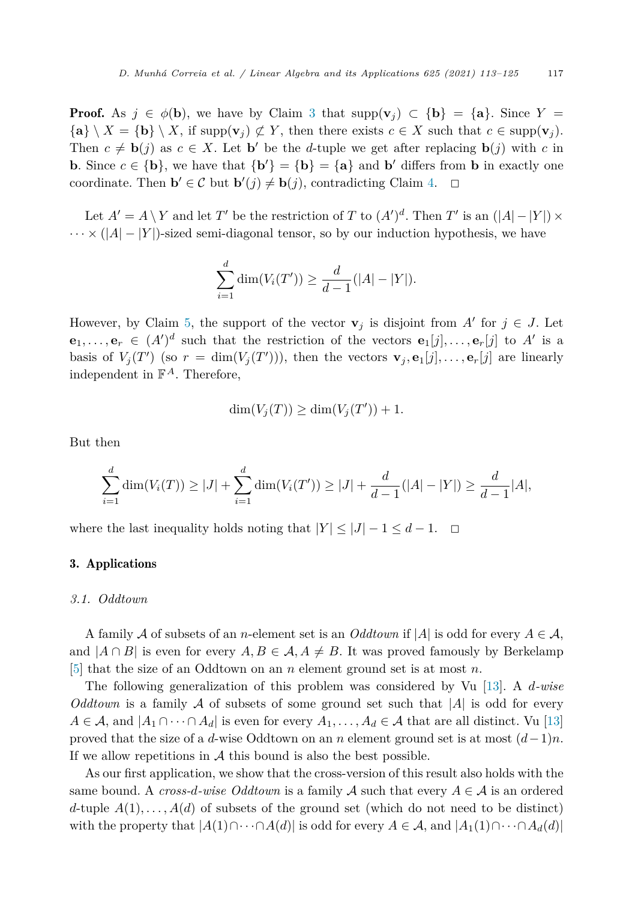**Proof.** As $j \in \phi(\mathbf{b})$, we have by Claim 3 that $\text{supp}(\mathbf{v}_j) \subset \{\mathbf{b}\} = \{\mathbf{a}\}$. Since $Y = \{\mathbf{a}\} \setminus X = \{\mathbf{b}\} \setminus X$, if $\text{supp}(\mathbf{v}_j) \not\subset Y$, then there exists $c \in X$ such that $c \in \text{supp}(\mathbf{v}_j)$. Then $c \neq \mathbf{b}(j)$ as $c \in X$. Let $\mathbf{b}'$ be the $d$-tuple we get after replacing $\mathbf{b}(j)$ with $c$ in $\mathbf{b}$. Since $c \in \{\mathbf{b}\}$, we have that $\{\mathbf{b}'\} = \{\mathbf{b}\} = \{\mathbf{a}\}$ and $\mathbf{b}'$ differs from $\mathbf{b}$ in exactly one coordinate. Then $\mathbf{b}' \in \mathcal{C}$ but $\mathbf{b}'(j) \neq \mathbf{b}(j)$, contradicting Claim 4. $\square$

Let $A' = A \setminus Y$ and let $T'$ be the restriction of $T$ to $(A')^d$. Then $T'$ is an $(|A| - |Y|) \times \cdots \times (|A| - |Y|)$-sized semi-diagonal tensor, so by our induction hypothesis, we have

$$\sum_{i=1}^{d} \dim(V_i(T')) \geq \frac{d}{d-1}(|A| - |Y|).$$

However, by Claim 5, the support of the vector $\mathbf{v}_j$ is disjoint from $A'$ for $j \in J$. Let $\mathbf{e}_1, \ldots, \mathbf{e}_r \in (A')^d$ such that the restriction of the vectors $\mathbf{e}_1[j], \ldots, \mathbf{e}_r[j]$ to $A'$ is a basis of $V_j(T')$ (so $r = \dim(V_j(T'))$), then the vectors $\mathbf{v}_j, \mathbf{e}_1[j], \ldots, \mathbf{e}_r[j]$ are linearly independent in $\mathbb{F}^A$. Therefore,

$$\dim(V_j(T)) \geq \dim(V_j(T')) + 1.$$

But then

$$\sum_{i=1}^{d} \dim(V_i(T)) \geq |J| + \sum_{i=1}^{d} \dim(V_i(T')) \geq |J| + \frac{d}{d-1}(|A| - |Y|) \geq \frac{d}{d-1}|A|,$$

where the last inequality holds noting that $|Y| \leq |J| - 1 \leq d - 1$. $\square$

## 3. Applications

### 3.1. Oddtown

A family $\mathcal{A}$ of subsets of an $n$-element set is an *Oddtown* if $|A|$ is odd for every $A \in \mathcal{A}$, and $|A \cap B|$ is even for every $A, B \in \mathcal{A}, A \neq B$. It was proved famously by Berkelamp [5] that the size of an Oddtown on an $n$ element ground set is at most $n$.

The following generalization of this problem was considered by Vu [13]. A *d-wise Oddtown* is a family $\mathcal{A}$ of subsets of some ground set such that $|A|$ is odd for every $A \in \mathcal{A}$, and $|A_1 \cap \cdots \cap A_d|$ is even for every $A_1, \ldots, A_d \in \mathcal{A}$ that are all distinct. Vu [13] proved that the size of a $d$-wise Oddtown on an $n$ element ground set is at most $(d-1)n$. If we allow repetitions in $\mathcal{A}$ this bound is also the best possible.

As our first application, we show that the cross-version of this result also holds with the same bound. A *cross-d-wise Oddtown* is a family $\mathcal{A}$ such that every $A \in \mathcal{A}$ is an ordered $d$-tuple $A(1), \ldots, A(d)$ of subsets of the ground set (which do not need to be distinct) with the property that $|A(1) \cap \cdots \cap A(d)|$ is odd for every $A \in \mathcal{A}$, and $|A_1(1) \cap \cdots \cap A_d(d)|$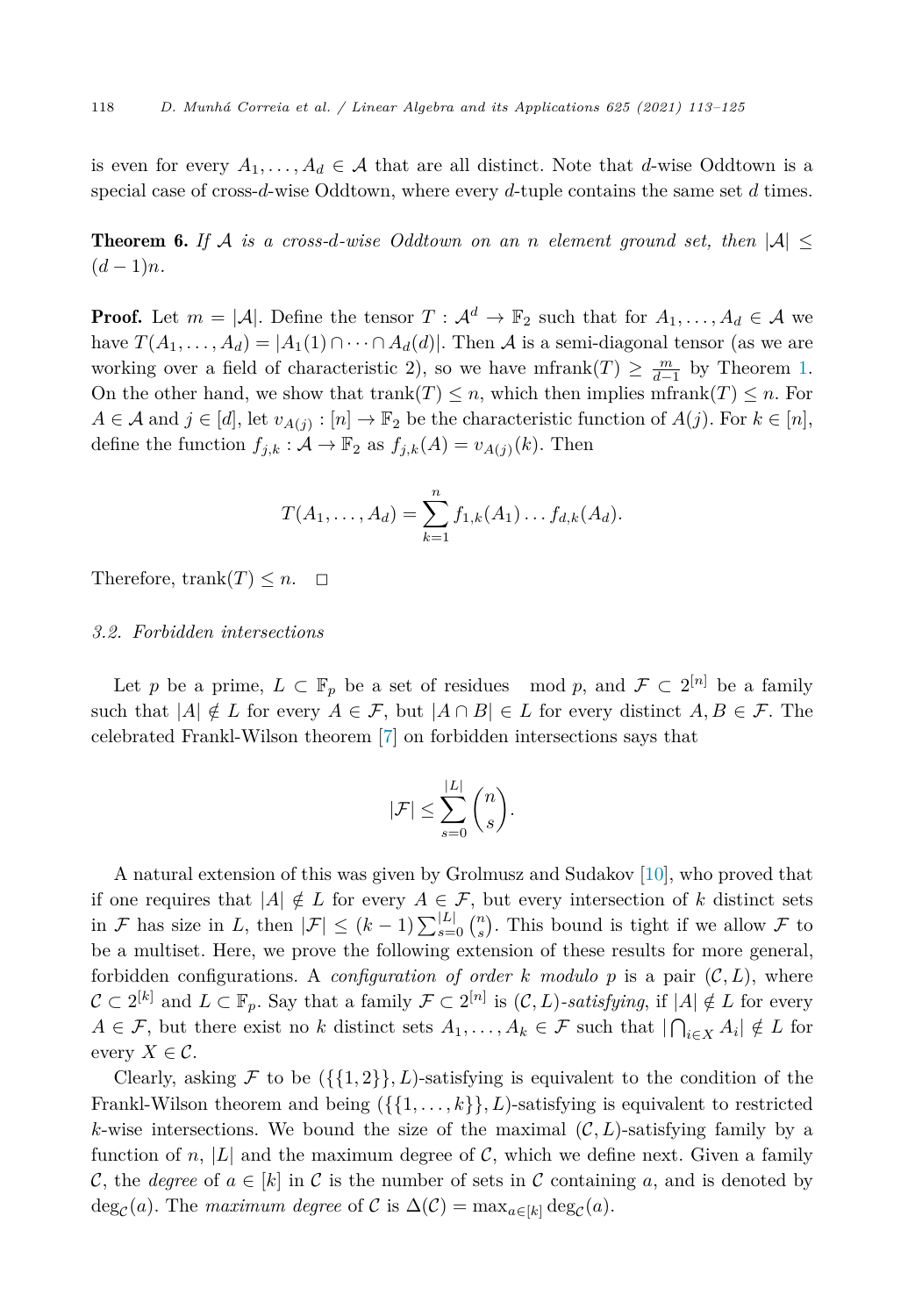is even for every $A_1, \dots, A_d \in \mathcal{A}$ that are all distinct. Note that $d$-wise Oddtown is a special case of cross-$d$-wise Oddtown, where every $d$-tuple contains the same set $d$ times.

**Theorem 6.** *If $\mathcal{A}$ is a cross-$d$-wise Oddtown on an $n$ element ground set, then $|\mathcal{A}| \leq (d-1)n$.*

**Proof.** Let $m = |\mathcal{A}|$. Define the tensor $T : \mathcal{A}^d \to \mathbb{F}_2$ such that for $A_1, \dots, A_d \in \mathcal{A}$ we have $T(A_1, \dots, A_d) = |A_1(1) \cap \dots \cap A_d(d)|$. Then $\mathcal{A}$ is a semi-diagonal tensor (as we are working over a field of characteristic 2), so we have $\text{mfrank}(T) \geq \frac{m}{d-1}$ by Theorem 1. On the other hand, we show that $\text{trank}(T) \leq n$, which then implies $\text{mfrank}(T) \leq n$. For $A \in \mathcal{A}$ and $j \in [d]$, let $v_{A(j)} : [n] \to \mathbb{F}_2$ be the characteristic function of $A(j)$. For $k \in [n]$, define the function $f_{j,k} : \mathcal{A} \to \mathbb{F}_2$ as $f_{j,k}(A) = v_{A(j)}(k)$. Then

$$T(A_1, \dots, A_d) = \sum_{k=1}^{n} f_{1,k}(A_1) \dots f_{d,k}(A_d).$$

Therefore, $\text{trank}(T) \leq n$. $\square$

### 3.2. Forbidden intersections

Let $p$ be a prime, $L \subset \mathbb{F}_p$ be a set of residues $\mod p$, and $\mathcal{F} \subset 2^{[n]}$ be a family such that $|A| \notin L$ for every $A \in \mathcal{F}$, but $|A \cap B| \in L$ for every distinct $A, B \in \mathcal{F}$. The celebrated Frankl-Wilson theorem [7] on forbidden intersections says that

$$|\mathcal{F}| \leq \sum_{s=0}^{|L|} \binom{n}{s}.$$

A natural extension of this was given by Grolmusz and Sudakov [10], who proved that if one requires that $|A| \notin L$ for every $A \in \mathcal{F}$, but every intersection of $k$ distinct sets in $\mathcal{F}$ has size in $L$, then $|\mathcal{F}| \leq (k-1)\sum_{s=0}^{|L|} \binom{n}{s}$. This bound is tight if we allow $\mathcal{F}$ to be a multiset. Here, we prove the following extension of these results for more general, forbidden configurations. A *configuration of order $k$ modulo $p$* is a pair $(\mathcal{C}, L)$, where $\mathcal{C} \subset 2^{[k]}$ and $L \subset \mathbb{F}_p$. Say that a family $\mathcal{F} \subset 2^{[n]}$ is *$(\mathcal{C}, L)$-satisfying*, if $|A| \notin L$ for every $A \in \mathcal{F}$, but there exist no $k$ distinct sets $A_1, \dots, A_k \in \mathcal{F}$ such that $|\bigcap_{i \in X} A_i| \notin L$ for every $X \in \mathcal{C}$.

Clearly, asking $\mathcal{F}$ to be $(\{\{1, 2\}\}, L)$-satisfying is equivalent to the condition of the Frankl-Wilson theorem and being $(\{\{1, \dots, k\}\}, L)$-satisfying is equivalent to restricted $k$-wise intersections. We bound the size of the maximal $(\mathcal{C}, L)$-satisfying family by a function of $n$, $|L|$ and the maximum degree of $\mathcal{C}$, which we define next. Given a family $\mathcal{C}$, the *degree* of $a \in [k]$ in $\mathcal{C}$ is the number of sets in $\mathcal{C}$ containing $a$, and is denoted by $\deg_{\mathcal{C}}(a)$. The *maximum degree* of $\mathcal{C}$ is $\Delta(\mathcal{C}) = \max_{a \in [k]} \deg_{\mathcal{C}}(a)$.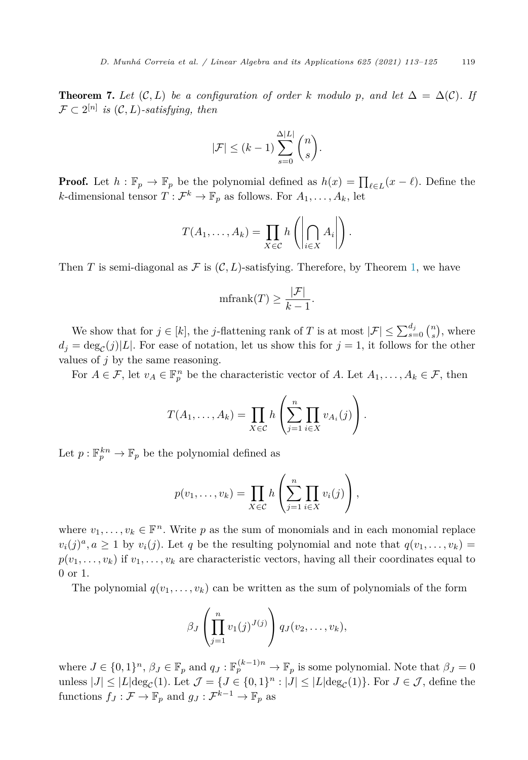**Theorem 7.** *Let $(\mathcal{C}, L)$ be a configuration of order $k$ modulo $p$, and let $\Delta = \Delta(\mathcal{C})$. If $\mathcal{F} \subset 2^{[n]}$ is $(\mathcal{C}, L)$-satisfying, then*

$$|\mathcal{F}| \leq (k-1) \sum_{s=0}^{\Delta|L|} \binom{n}{s}.$$

**Proof.** Let $h : \mathbb{F}_p \to \mathbb{F}_p$ be the polynomial defined as $h(x) = \prod_{\ell \in L}(x - \ell)$. Define the $k$-dimensional tensor $T : \mathcal{F}^k \to \mathbb{F}_p$ as follows. For $A_1, \ldots, A_k$, let

$$T(A_1, \ldots, A_k) = \prod_{X \in \mathcal{C}} h\left(\left|\bigcap_{i \in X} A_i\right|\right).$$

Then $T$ is semi-diagonal as $\mathcal{F}$ is $(\mathcal{C}, L)$-satisfying. Therefore, by Theorem 1, we have

$$\text{mfrank}(T) \geq \frac{|\mathcal{F}|}{k-1}.$$

We show that for $j \in [k]$, the $j$-flattening rank of $T$ is at most $|\mathcal{F}| \leq \sum_{s=0}^{d_j} \binom{n}{s}$, where $d_j = \deg_{\mathcal{C}}(j)|L|$. For ease of notation, let us show this for $j = 1$, it follows for the other values of $j$ by the same reasoning.

For $A \in \mathcal{F}$, let $v_A \in \mathbb{F}_p^n$ be the characteristic vector of $A$. Let $A_1, \ldots, A_k \in \mathcal{F}$, then

$$T(A_1, \ldots, A_k) = \prod_{X \in \mathcal{C}} h\left(\sum_{j=1}^{n} \prod_{i \in X} v_{A_i}(j)\right).$$

Let $p : \mathbb{F}_p^{kn} \to \mathbb{F}_p$ be the polynomial defined as

$$p(v_1, \ldots, v_k) = \prod_{X \in \mathcal{C}} h\left(\sum_{j=1}^{n} \prod_{i \in X} v_i(j)\right),$$

where $v_1, \ldots, v_k \in \mathbb{F}^n$. Write $p$ as the sum of monomials and in each monomial replace $v_i(j)^a, a \geq 1$ by $v_i(j)$. Let $q$ be the resulting polynomial and note that $q(v_1, \ldots, v_k) = p(v_1, \ldots, v_k)$ if $v_1, \ldots, v_k$ are characteristic vectors, having all their coordinates equal to 0 or 1.

The polynomial $q(v_1, \ldots, v_k)$ can be written as the sum of polynomials of the form

$$\beta_J \left(\prod_{j=1}^{n} v_1(j)^{J(j)}\right) q_J(v_2, \ldots, v_k),$$

where $J \in \{0,1\}^n$, $\beta_J \in \mathbb{F}_p$ and $q_J : \mathbb{F}_p^{(k-1)n} \to \mathbb{F}_p$ is some polynomial. Note that $\beta_J = 0$ unless $|J| \leq |L|\deg_{\mathcal{C}}(1)$. Let $\mathcal{J} = \{J \in \{0,1\}^n : |J| \leq |L|\deg_{\mathcal{C}}(1)\}$. For $J \in \mathcal{J}$, define the functions $f_J : \mathcal{F} \to \mathbb{F}_p$ and $g_J : \mathcal{F}^{k-1} \to \mathbb{F}_p$ as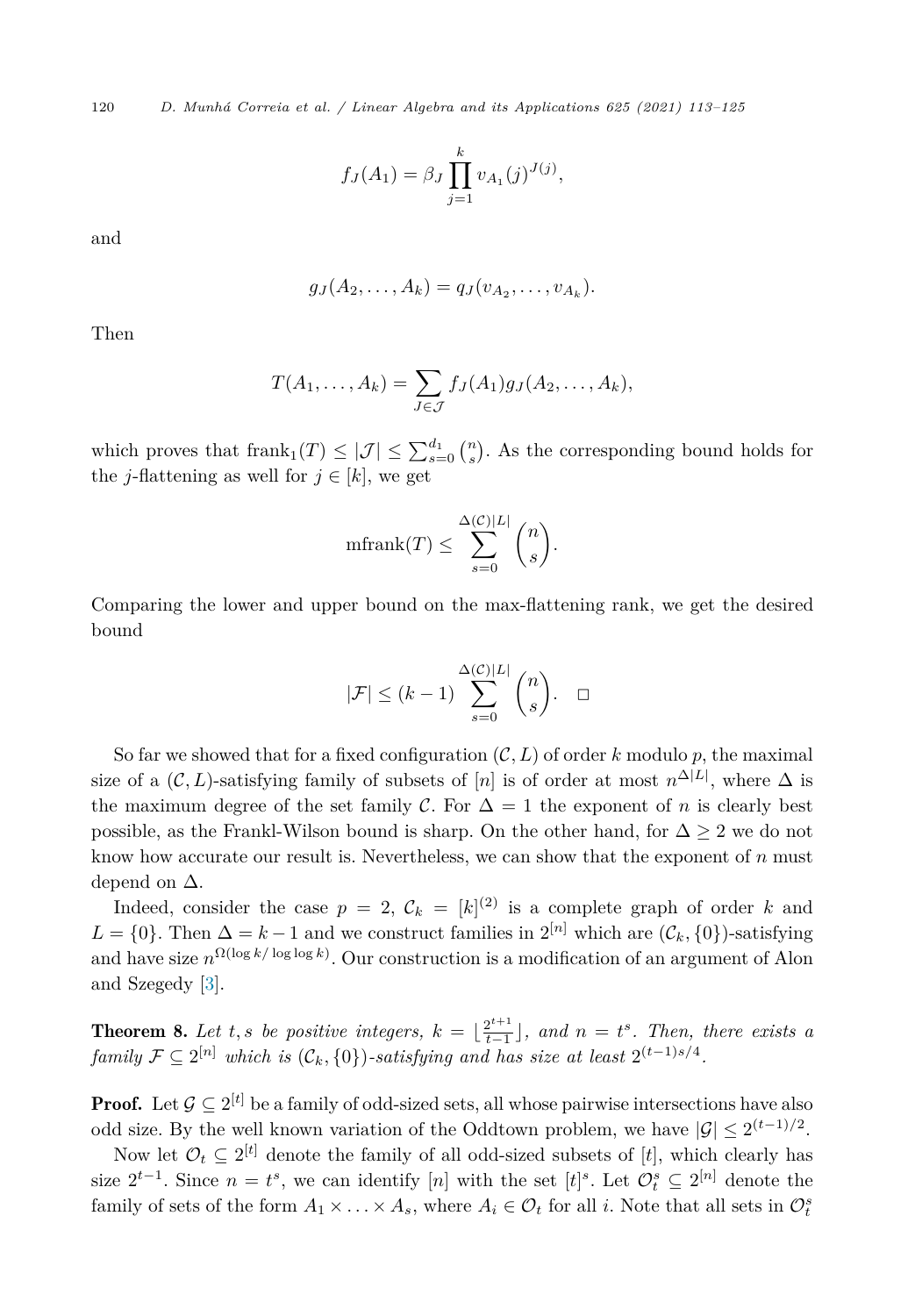$$f_J(A_1) = \beta_J \prod_{j=1}^{k} v_{A_1}(j)^{J(j)},$$

and

$$g_J(A_2, \ldots, A_k) = q_J(v_{A_2}, \ldots, v_{A_k}).$$

Then

$$T(A_1, \ldots, A_k) = \sum_{J \in \mathcal{J}} f_J(A_1) g_J(A_2, \ldots, A_k),$$

which proves that $\text{frank}_1(T) \leq |\mathcal{J}| \leq \sum_{s=0}^{d_1} \binom{n}{s}$. As the corresponding bound holds for the $j$-flattening as well for $j \in [k]$, we get

$$\text{mfrank}(T) \leq \sum_{s=0}^{\Delta(\mathcal{C})|L|} \binom{n}{s}.$$

Comparing the lower and upper bound on the max-flattening rank, we get the desired bound

$$|\mathcal{F}| \leq (k-1) \sum_{s=0}^{\Delta(\mathcal{C})|L|} \binom{n}{s}. \quad \square$$

So far we showed that for a fixed configuration $(\mathcal{C}, L)$ of order $k$ modulo $p$, the maximal size of a $(\mathcal{C}, L)$-satisfying family of subsets of $[n]$ is of order at most $n^{\Delta|L|}$, where $\Delta$ is the maximum degree of the set family $\mathcal{C}$. For $\Delta = 1$ the exponent of $n$ is clearly best possible, as the Frankl-Wilson bound is sharp. On the other hand, for $\Delta \geq 2$ we do not know how accurate our result is. Nevertheless, we can show that the exponent of $n$ must depend on $\Delta$.

Indeed, consider the case $p = 2$, $\mathcal{C}_k = [k]^{(2)}$ is a complete graph of order $k$ and $L = \{0\}$. Then $\Delta = k-1$ and we construct families in $2^{[n]}$ which are $(\mathcal{C}_k, \{0\})$-satisfying and have size $n^{\Omega(\log k/\log\log k)}$. Our construction is a modification of an argument of Alon and Szegedy [3].

**Theorem 8.** *Let $t, s$ be positive integers, $k = \lfloor \frac{2^{t+1}}{t-1} \rfloor$, and $n = t^s$. Then, there exists a family $\mathcal{F} \subseteq 2^{[n]}$ which is $(\mathcal{C}_k, \{0\})$-satisfying and has size at least $2^{(t-1)s/4}$.*

**Proof.** Let $\mathcal{G} \subseteq 2^{[t]}$ be a family of odd-sized sets, all whose pairwise intersections have also odd size. By the well known variation of the Oddtown problem, we have $|\mathcal{G}| \leq 2^{(t-1)/2}$.

Now let $\mathcal{O}_t \subseteq 2^{[t]}$ denote the family of all odd-sized subsets of $[t]$, which clearly has size $2^{t-1}$. Since $n = t^s$, we can identify $[n]$ with the set $[t]^s$. Let $\mathcal{O}_t^s \subseteq 2^{[n]}$ denote the family of sets of the form $A_1 \times \ldots \times A_s$, where $A_i \in \mathcal{O}_t$ for all $i$. Note that all sets in $\mathcal{O}_t^s$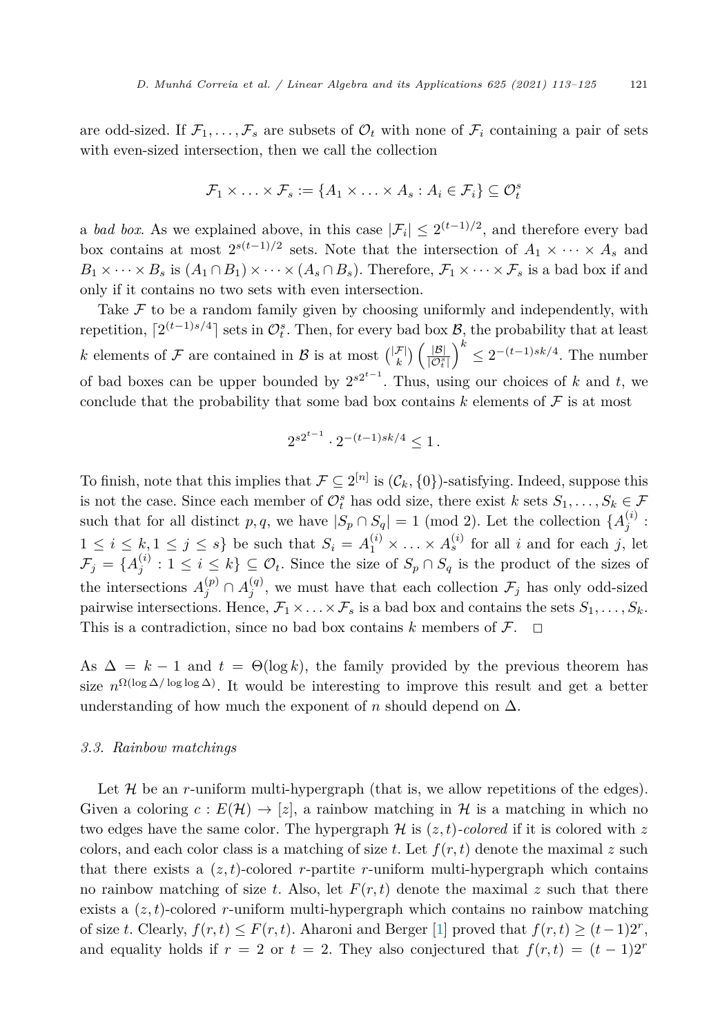are odd-sized. If $\mathcal{F}_1, \ldots, \mathcal{F}_s$ are subsets of $\mathcal{O}_t$ with none of $\mathcal{F}_i$ containing a pair of sets with even-sized intersection, then we call the collection

$$\mathcal{F}_1 \times \ldots \times \mathcal{F}_s := \{A_1 \times \ldots \times A_s : A_i \in \mathcal{F}_i\} \subseteq \mathcal{O}_t^s$$

a *bad box*. As we explained above, in this case $|\mathcal{F}_i| \leq 2^{(t-1)/2}$, and therefore every bad box contains at most $2^{s(t-1)/2}$ sets. Note that the intersection of $A_1 \times \cdots \times A_s$ and $B_1 \times \cdots \times B_s$ is $(A_1 \cap B_1) \times \cdots \times (A_s \cap B_s)$. Therefore, $\mathcal{F}_1 \times \cdots \times \mathcal{F}_s$ is a bad box if and only if it contains no two sets with even intersection.

Take $\mathcal{F}$ to be a random family given by choosing uniformly and independently, with repetition, $\lceil 2^{(t-1)s/4} \rceil$ sets in $\mathcal{O}_t^s$. Then, for every bad box $\mathcal{B}$, the probability that at least $k$ elements of $\mathcal{F}$ are contained in $\mathcal{B}$ is at most $\binom{|\mathcal{F}|}{k}\left(\frac{|\mathcal{B}|}{|\mathcal{O}_t^s|}\right)^k \leq 2^{-(t-1)sk/4}$. The number of bad boxes can be upper bounded by $2^{s2^{t-1}}$. Thus, using our choices of $k$ and $t$, we conclude that the probability that some bad box contains $k$ elements of $\mathcal{F}$ is at most

$$2^{s2^{t-1}} \cdot 2^{-(t-1)sk/4} \leq 1\,.$$

To finish, note that this implies that $\mathcal{F} \subseteq 2^{[n]}$ is $(\mathcal{C}_k, \{0\})$-satisfying. Indeed, suppose this is not the case. Since each member of $\mathcal{O}_t^s$ has odd size, there exist $k$ sets $S_1, \ldots, S_k \in \mathcal{F}$ such that for all distinct $p, q$, we have $|S_p \cap S_q| = 1 \pmod 2$. Let the collection $\{A_j^{(i)} : 1 \leq i \leq k, 1 \leq j \leq s\}$ be such that $S_i = A_1^{(i)} \times \ldots \times A_s^{(i)}$ for all $i$ and for each $j$, let $\mathcal{F}_j = \{A_j^{(i)} : 1 \leq i \leq k\} \subseteq \mathcal{O}_t$. Since the size of $S_p \cap S_q$ is the product of the sizes of the intersections $A_j^{(p)} \cap A_j^{(q)}$, we must have that each collection $\mathcal{F}_j$ has only odd-sized pairwise intersections. Hence, $\mathcal{F}_1 \times \ldots \times \mathcal{F}_s$ is a bad box and contains the sets $S_1, \ldots, S_k$. This is a contradiction, since no bad box contains $k$ members of $\mathcal{F}$. $\square$

As $\Delta = k - 1$ and $t = \Theta(\log k)$, the family provided by the previous theorem has size $n^{\Omega(\log \Delta / \log \log \Delta)}$. It would be interesting to improve this result and get a better understanding of how much the exponent of $n$ should depend on $\Delta$.

### 3.3. Rainbow matchings

Let $\mathcal{H}$ be an $r$-uniform multi-hypergraph (that is, we allow repetitions of the edges). Given a coloring $c : E(\mathcal{H}) \to [z]$, a rainbow matching in $\mathcal{H}$ is a matching in which no two edges have the same color. The hypergraph $\mathcal{H}$ is $(z, t)$-*colored* if it is colored with $z$ colors, and each color class is a matching of size $t$. Let $f(r, t)$ denote the maximal $z$ such that there exists a $(z, t)$-colored $r$-partite $r$-uniform multi-hypergraph which contains no rainbow matching of size $t$. Also, let $F(r, t)$ denote the maximal $z$ such that there exists a $(z, t)$-colored $r$-uniform multi-hypergraph which contains no rainbow matching of size $t$. Clearly, $f(r, t) \leq F(r, t)$. Aharoni and Berger [1] proved that $f(r, t) \geq (t - 1)2^r$, and equality holds if $r = 2$ or $t = 2$. They also conjectured that $f(r, t) = (t - 1)2^r$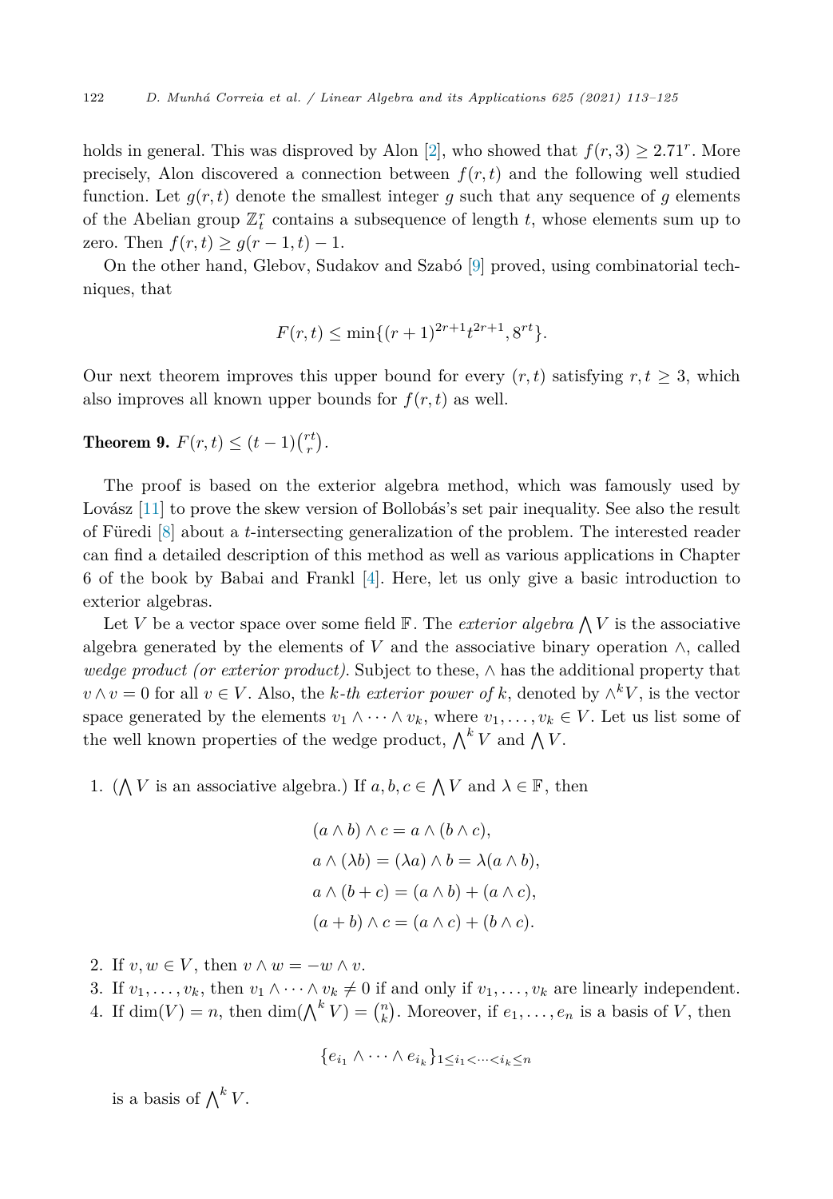holds in general. This was disproved by Alon [2], who showed that $f(r, 3) \geq 2.71^r$. More precisely, Alon discovered a connection between $f(r, t)$ and the following well studied function. Let $g(r, t)$ denote the smallest integer $g$ such that any sequence of $g$ elements of the Abelian group $\mathbb{Z}_t^r$ contains a subsequence of length $t$, whose elements sum up to zero. Then $f(r, t) \geq g(r - 1, t) - 1$.

On the other hand, Glebov, Sudakov and Szabó [9] proved, using combinatorial techniques, that

$$F(r, t) \leq \min\{(r + 1)^{2r+1} t^{2r+1}, 8^{rt}\}.$$

Our next theorem improves this upper bound for every $(r, t)$ satisfying $r, t \geq 3$, which also improves all known upper bounds for $f(r, t)$ as well.

**Theorem 9.** $F(r, t) \leq (t - 1)\binom{rt}{r}$.

The proof is based on the exterior algebra method, which was famously used by Lovász [11] to prove the skew version of Bollobás's set pair inequality. See also the result of Füredi [8] about a $t$-intersecting generalization of the problem. The interested reader can find a detailed description of this method as well as various applications in Chapter 6 of the book by Babai and Frankl [4]. Here, let us only give a basic introduction to exterior algebras.

Let $V$ be a vector space over some field $\mathbb{F}$. The *exterior algebra* $\bigwedge V$ is the associative algebra generated by the elements of $V$ and the associative binary operation $\wedge$, called *wedge product (or exterior product)*. Subject to these, $\wedge$ has the additional property that $v \wedge v = 0$ for all $v \in V$. Also, the *k-th exterior power of k*, denoted by $\wedge^k V$, is the vector space generated by the elements $v_1 \wedge \cdots \wedge v_k$, where $v_1, \ldots, v_k \in V$. Let us list some of the well known properties of the wedge product, $\bigwedge^k V$ and $\bigwedge V$.

1. ($\bigwedge V$ is an associative algebra.) If $a, b, c \in \bigwedge V$ and $\lambda \in \mathbb{F}$, then

$$(a \wedge b) \wedge c = a \wedge (b \wedge c),$$
$$a \wedge (\lambda b) = (\lambda a) \wedge b = \lambda(a \wedge b),$$
$$a \wedge (b + c) = (a \wedge b) + (a \wedge c),$$
$$(a + b) \wedge c = (a \wedge c) + (b \wedge c).$$

2. If $v, w \in V$, then $v \wedge w = -w \wedge v$.
3. If $v_1, \ldots, v_k$, then $v_1 \wedge \cdots \wedge v_k \neq 0$ if and only if $v_1, \ldots, v_k$ are linearly independent.
4. If $\dim(V) = n$, then $\dim(\bigwedge^k V) = \binom{n}{k}$. Moreover, if $e_1, \ldots, e_n$ is a basis of $V$, then

$$\{e_{i_1} \wedge \cdots \wedge e_{i_k}\}_{1 \leq i_1 < \cdots < i_k \leq n}$$

is a basis of $\bigwedge^k V$.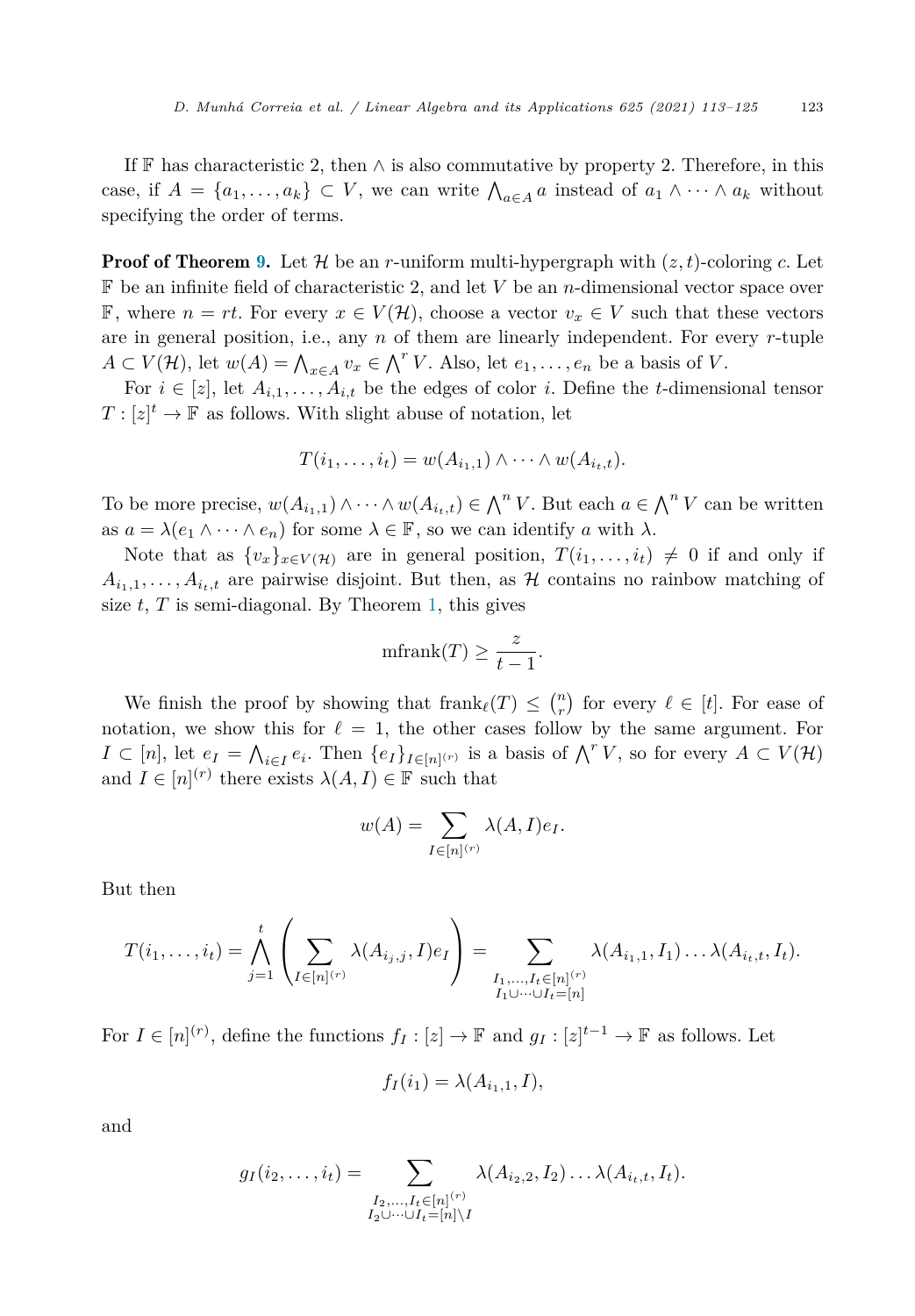If $\mathbb{F}$ has characteristic 2, then $\wedge$ is also commutative by property 2. Therefore, in this case, if $A = \{a_1, \dots, a_k\} \subset V$, we can write $\bigwedge_{a \in A} a$ instead of $a_1 \wedge \dots \wedge a_k$ without specifying the order of terms.

**Proof of Theorem 9.** Let $\mathcal{H}$ be an $r$-uniform multi-hypergraph with $(z, t)$-coloring $c$. Let $\mathbb{F}$ be an infinite field of characteristic 2, and let $V$ be an $n$-dimensional vector space over $\mathbb{F}$, where $n = rt$. For every $x \in V(\mathcal{H})$, choose a vector $v_x \in V$ such that these vectors are in general position, i.e., any $n$ of them are linearly independent. For every $r$-tuple $A \subset V(\mathcal{H})$, let $w(A) = \bigwedge_{x \in A} v_x \in \bigwedge^r V$. Also, let $e_1, \dots, e_n$ be a basis of $V$.

For $i \in [z]$, let $A_{i,1}, \dots, A_{i,t}$ be the edges of color $i$. Define the $t$-dimensional tensor $T : [z]^t \to \mathbb{F}$ as follows. With slight abuse of notation, let

$$T(i_1, \dots, i_t) = w(A_{i_1,1}) \wedge \dots \wedge w(A_{i_t,t}).$$

To be more precise, $w(A_{i_1,1}) \wedge \dots \wedge w(A_{i_t,t}) \in \bigwedge^n V$. But each $a \in \bigwedge^n V$ can be written as $a = \lambda(e_1 \wedge \dots \wedge e_n)$ for some $\lambda \in \mathbb{F}$, so we can identify $a$ with $\lambda$.

Note that as $\{v_x\}_{x \in V(\mathcal{H})}$ are in general position, $T(i_1, \dots, i_t) \neq 0$ if and only if $A_{i_1,1}, \dots, A_{i_t,t}$ are pairwise disjoint. But then, as $\mathcal{H}$ contains no rainbow matching of size $t$, $T$ is semi-diagonal. By Theorem 1, this gives

$$\text{mfrank}(T) \geq \frac{z}{t-1}.$$

We finish the proof by showing that $\text{frank}_\ell(T) \leq \binom{n}{r}$ for every $\ell \in [t]$. For ease of notation, we show this for $\ell = 1$, the other cases follow by the same argument. For $I \subset [n]$, let $e_I = \bigwedge_{i \in I} e_i$. Then $\{e_I\}_{I \in [n]^{(r)}}$ is a basis of $\bigwedge^r V$, so for every $A \subset V(\mathcal{H})$ and $I \in [n]^{(r)}$ there exists $\lambda(A, I) \in \mathbb{F}$ such that

$$w(A) = \sum_{I \in [n]^{(r)}} \lambda(A, I) e_I.$$

But then

$$T(i_1, \dots, i_t) = \bigwedge_{j=1}^{t} \left( \sum_{I \in [n]^{(r)}} \lambda(A_{i_j,j}, I) e_I \right) = \sum_{\substack{I_1, \dots, I_t \in [n]^{(r)} \\ I_1 \cup \dots \cup I_t = [n]}} \lambda(A_{i_1,1}, I_1) \dots \lambda(A_{i_t,t}, I_t).$$

For $I \in [n]^{(r)}$, define the functions $f_I : [z] \to \mathbb{F}$ and $g_I : [z]^{t-1} \to \mathbb{F}$ as follows. Let

$$f_I(i_1) = \lambda(A_{i_1,1}, I),$$

and

$$g_I(i_2, \dots, i_t) = \sum_{\substack{I_2, \dots, I_t \in [n]^{(r)} \\ I_2 \cup \dots \cup I_t = [n] \setminus I}} \lambda(A_{i_2,2}, I_2) \dots \lambda(A_{i_t,t}, I_t).$$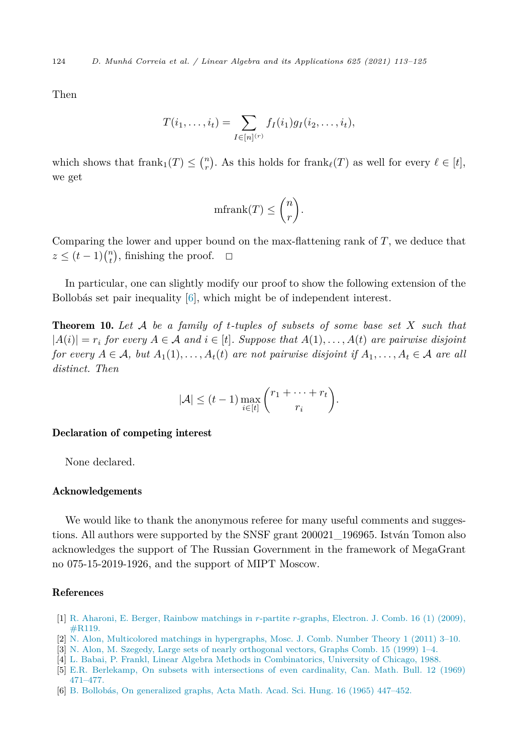Then

$$T(i_1, \dots, i_t) = \sum_{I \in [n]^{(r)}} f_I(i_1) g_I(i_2, \dots, i_t),$$

which shows that $\mathrm{frank}_1(T) \le \binom{n}{r}$. As this holds for $\mathrm{frank}_\ell(T)$ as well for every $\ell \in [t]$, we get

$$\mathrm{mfrank}(T) \le \binom{n}{r}.$$

Comparing the lower and upper bound on the max-flattening rank of $T$, we deduce that $z \le (t-1)\binom{n}{t}$, finishing the proof. $\square$

In particular, one can slightly modify our proof to show the following extension of the Bollobás set pair inequality [6], which might be of independent interest.

**Theorem 10.** *Let $\mathcal{A}$ be a family of $t$-tuples of subsets of some base set $X$ such that $|A(i)| = r_i$ for every $A \in \mathcal{A}$ and $i \in [t]$. Suppose that $A(1), \dots, A(t)$ are pairwise disjoint for every $A \in \mathcal{A}$, but $A_1(1), \dots, A_t(t)$ are not pairwise disjoint if $A_1, \dots, A_t \in \mathcal{A}$ are all distinct. Then*

$$|\mathcal{A}| \le (t-1) \max_{i \in [t]} \binom{r_1 + \cdots + r_t}{r_i}.$$

## Declaration of competing interest

None declared.

## Acknowledgements

We would like to thank the anonymous referee for many useful comments and suggestions. All authors were supported by the SNSF grant 200021_196965. István Tomon also acknowledges the support of The Russian Government in the framework of MegaGrant no 075-15-2019-1926, and the support of MIPT Moscow.

## References

[1] R. Aharoni, E. Berger, Rainbow matchings in $r$-partite $r$-graphs, Electron. J. Comb. 16 (1) (2009), #R119.

[2] N. Alon, Multicolored matchings in hypergraphs, Mosc. J. Comb. Number Theory 1 (2011) 3–10.

[3] N. Alon, M. Szegedy, Large sets of nearly orthogonal vectors, Graphs Comb. 15 (1999) 1–4.

[4] L. Babai, P. Frankl, Linear Algebra Methods in Combinatorics, University of Chicago, 1988.

[5] E.R. Berlekamp, On subsets with intersections of even cardinality, Can. Math. Bull. 12 (1969) 471–477.

[6] B. Bollobás, On generalized graphs, Acta Math. Acad. Sci. Hung. 16 (1965) 447–452.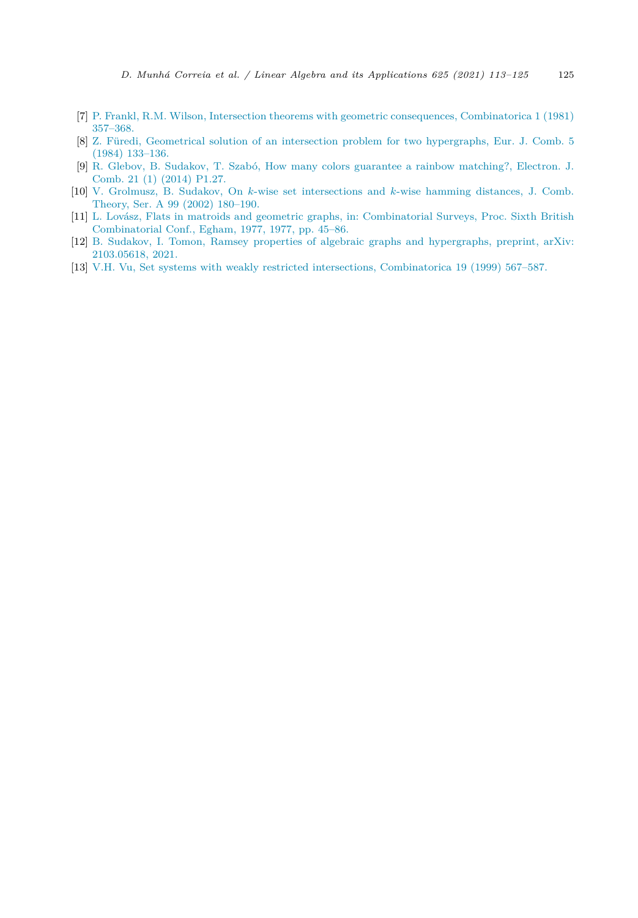[7] P. Frankl, R.M. Wilson, Intersection theorems with geometric consequences, Combinatorica 1 (1981) 357–368.

[8] Z. Füredi, Geometrical solution of an intersection problem for two hypergraphs, Eur. J. Comb. 5 (1984) 133–136.

[9] R. Glebov, B. Sudakov, T. Szabó, How many colors guarantee a rainbow matching?, Electron. J. Comb. 21 (1) (2014) P1.27.

[10] V. Grolmusz, B. Sudakov, On $k$-wise set intersections and $k$-wise hamming distances, J. Comb. Theory, Ser. A 99 (2002) 180–190.

[11] L. Lovász, Flats in matroids and geometric graphs, in: Combinatorial Surveys, Proc. Sixth British Combinatorial Conf., Egham, 1977, 1977, pp. 45–86.

[12] B. Sudakov, I. Tomon, Ramsey properties of algebraic graphs and hypergraphs, preprint, arXiv: 2103.05618, 2021.

[13] V.H. Vu, Set systems with weakly restricted intersections, Combinatorica 19 (1999) 567–587.